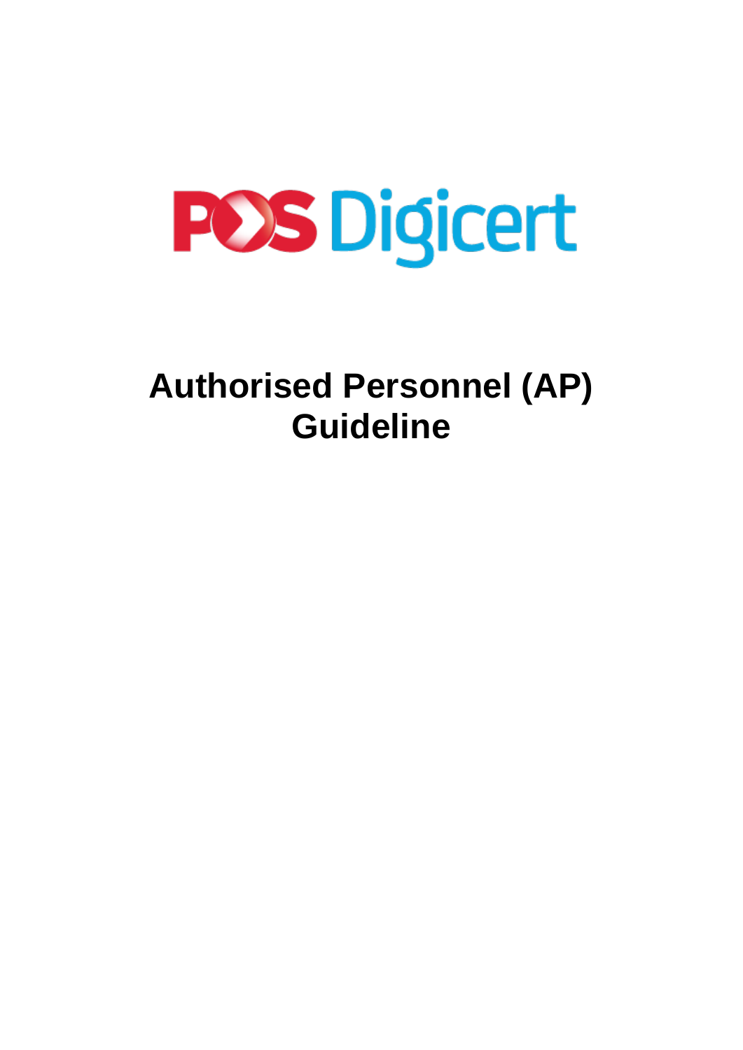POS Digicert

# Authorised Personnel (AP) Guideline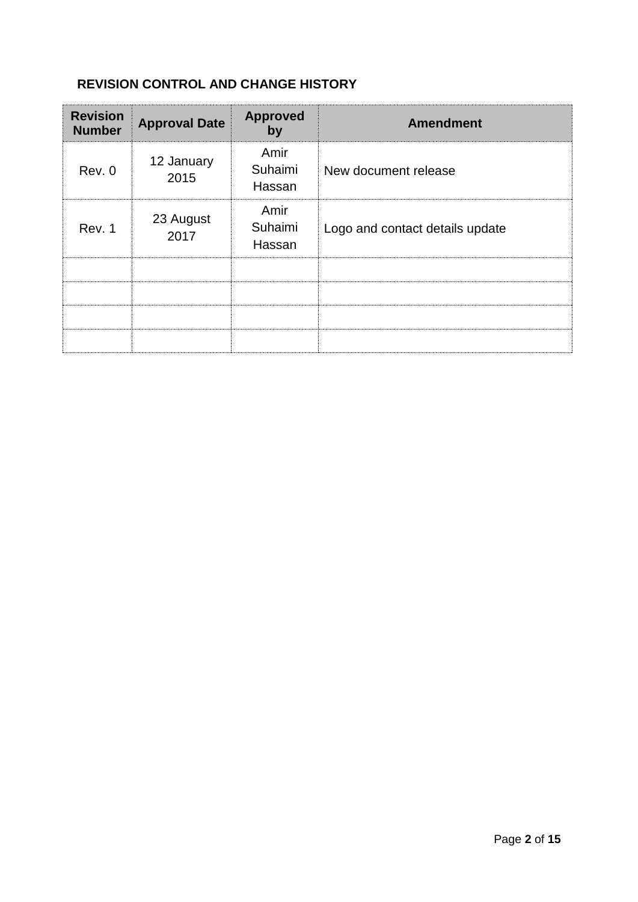## REVISION CONTROL AND CHANGE HISTORY

| Revision Number | Approval Date | Approved by | Amendment |
|---|---|---|---|
| Rev. 0 | 12 January 2015 | Amir Suhaimi Hassan | New document release |
| Rev. 1 | 23 August 2017 | Amir Suhaimi Hassan | Logo and contact details update |
| | | | |
| | | | |
| | | | |
| | | | |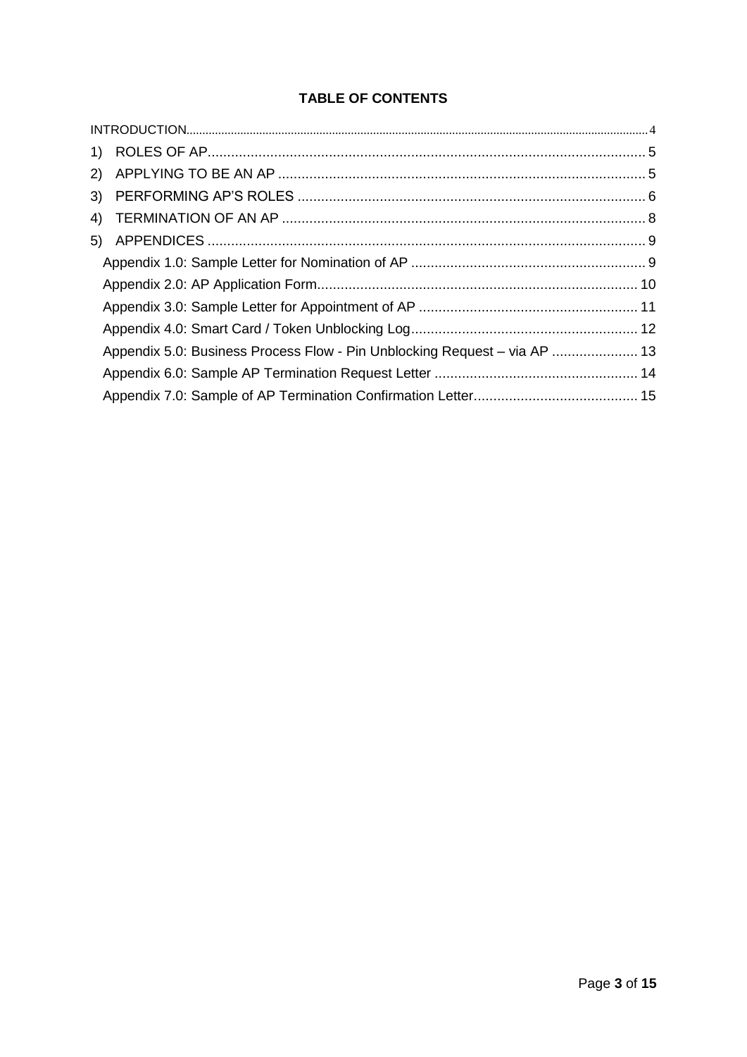**TABLE OF CONTENTS**

INTRODUCTION ..... 4

1) ROLES OF AP ..... 5
2) APPLYING TO BE AN AP ..... 5
3) PERFORMING AP'S ROLES ..... 6
4) TERMINATION OF AN AP ..... 8
5) APPENDICES ..... 9
   - Appendix 1.0: Sample Letter for Nomination of AP ..... 9
   - Appendix 2.0: AP Application Form ..... 10
   - Appendix 3.0: Sample Letter for Appointment of AP ..... 11
   - Appendix 4.0: Smart Card / Token Unblocking Log ..... 12
   - Appendix 5.0: Business Process Flow - Pin Unblocking Request – via AP ..... 13
   - Appendix 6.0: Sample AP Termination Request Letter ..... 14
   - Appendix 7.0: Sample of AP Termination Confirmation Letter ..... 15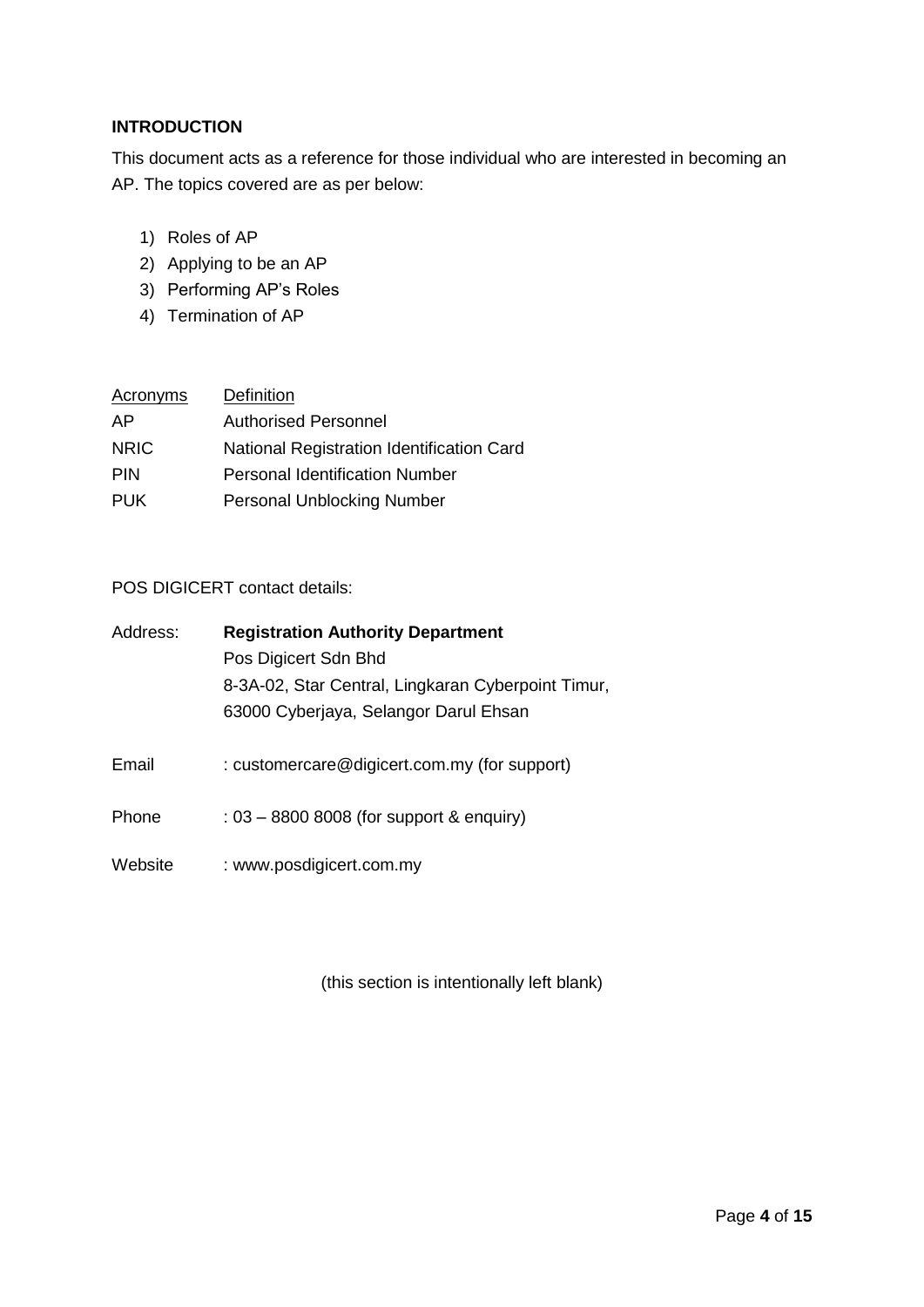## INTRODUCTION

This document acts as a reference for those individual who are interested in becoming an AP. The topics covered are as per below:

1) Roles of AP
2) Applying to be an AP
3) Performing AP's Roles
4) Termination of AP

| Acronyms | Definition |
|---|---|
| AP | Authorised Personnel |
| NRIC | National Registration Identification Card |
| PIN | Personal Identification Number |
| PUK | Personal Unblocking Number |

POS DIGICERT contact details:

Address: **Registration Authority Department**
Pos Digicert Sdn Bhd
8-3A-02, Star Central, Lingkaran Cyberpoint Timur,
63000 Cyberjaya, Selangor Darul Ehsan

Email : customercare@digicert.com.my (for support)

Phone : 03 – 8800 8008 (for support & enquiry)

Website : www.posdigicert.com.my

(this section is intentionally left blank)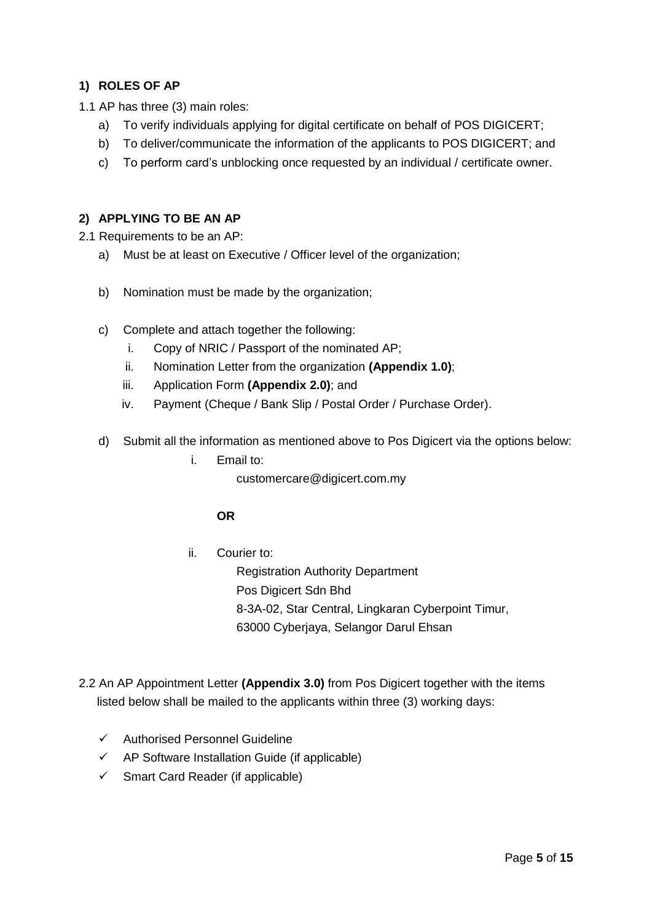## 1) ROLES OF AP

1.1 AP has three (3) main roles:

a) To verify individuals applying for digital certificate on behalf of POS DIGICERT;

b) To deliver/communicate the information of the applicants to POS DIGICERT; and

c) To perform card's unblocking once requested by an individual / certificate owner.

## 2) APPLYING TO BE AN AP

2.1 Requirements to be an AP:

a) Must be at least on Executive / Officer level of the organization;

b) Nomination must be made by the organization;

c) Complete and attach together the following:

   i. Copy of NRIC / Passport of the nominated AP;

   ii. Nomination Letter from the organization **(Appendix 1.0)**;

   iii. Application Form **(Appendix 2.0)**; and

   iv. Payment (Cheque / Bank Slip / Postal Order / Purchase Order).

d) Submit all the information as mentioned above to Pos Digicert via the options below:

   i. Email to:

      customercare@digicert.com.my

      **OR**

   ii. Courier to:

      Registration Authority Department
      Pos Digicert Sdn Bhd
      8-3A-02, Star Central, Lingkaran Cyberpoint Timur,
      63000 Cyberjaya, Selangor Darul Ehsan

2.2 An AP Appointment Letter **(Appendix 3.0)** from Pos Digicert together with the items listed below shall be mailed to the applicants within three (3) working days:

- ✓ Authorised Personnel Guideline
- ✓ AP Software Installation Guide (if applicable)
- ✓ Smart Card Reader (if applicable)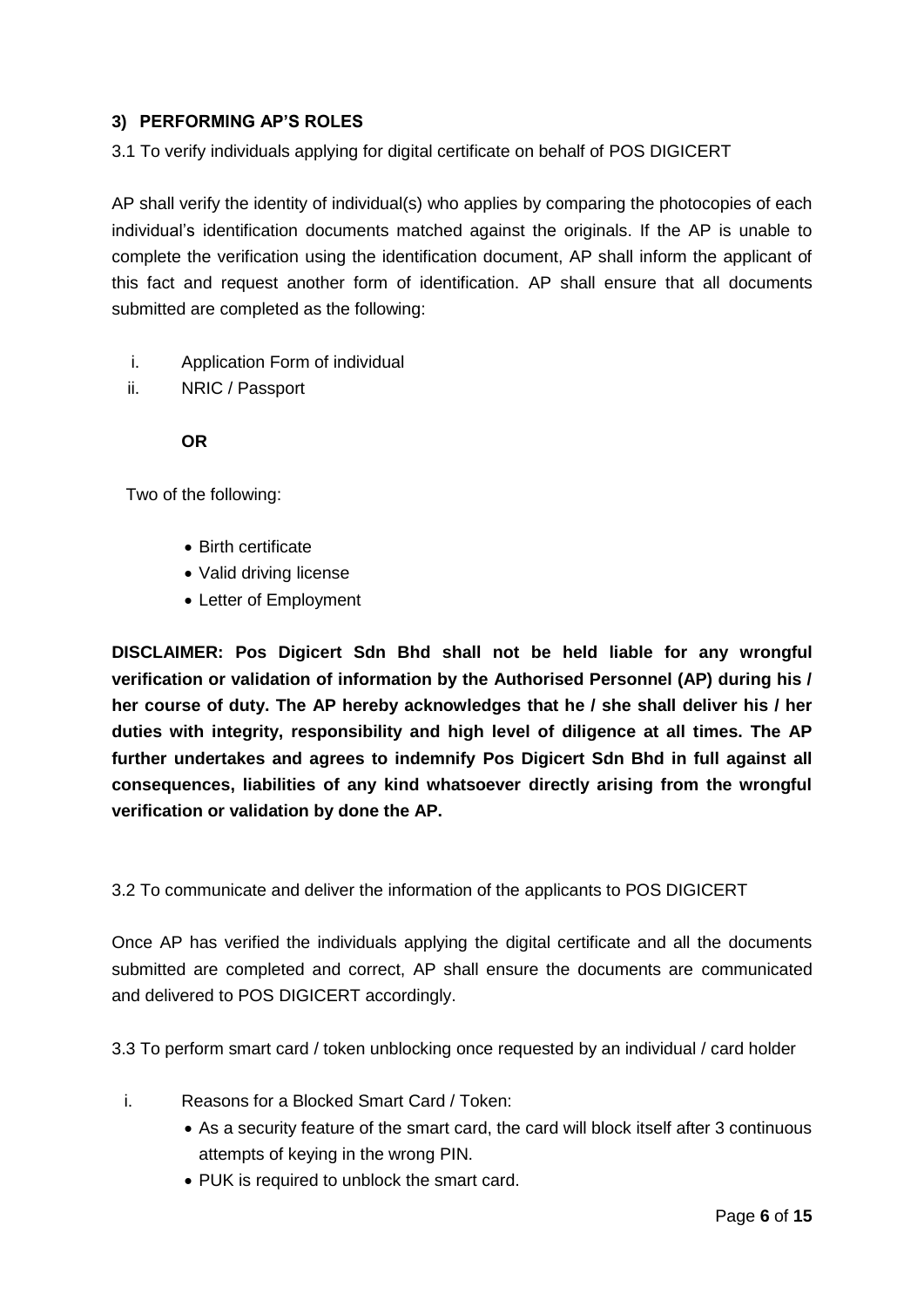### 3) PERFORMING AP'S ROLES

3.1 To verify individuals applying for digital certificate on behalf of POS DIGICERT

AP shall verify the identity of individual(s) who applies by comparing the photocopies of each individual's identification documents matched against the originals. If the AP is unable to complete the verification using the identification document, AP shall inform the applicant of this fact and request another form of identification. AP shall ensure that all documents submitted are completed as the following:

i. Application Form of individual
ii. NRIC / Passport

**OR**

Two of the following:

- Birth certificate
- Valid driving license
- Letter of Employment

**DISCLAIMER: Pos Digicert Sdn Bhd shall not be held liable for any wrongful verification or validation of information by the Authorised Personnel (AP) during his / her course of duty. The AP hereby acknowledges that he / she shall deliver his / her duties with integrity, responsibility and high level of diligence at all times. The AP further undertakes and agrees to indemnify Pos Digicert Sdn Bhd in full against all consequences, liabilities of any kind whatsoever directly arising from the wrongful verification or validation by done the AP.**

3.2 To communicate and deliver the information of the applicants to POS DIGICERT

Once AP has verified the individuals applying the digital certificate and all the documents submitted are completed and correct, AP shall ensure the documents are communicated and delivered to POS DIGICERT accordingly.

3.3 To perform smart card / token unblocking once requested by an individual / card holder

i. Reasons for a Blocked Smart Card / Token:
   - As a security feature of the smart card, the card will block itself after 3 continuous attempts of keying in the wrong PIN.
   - PUK is required to unblock the smart card.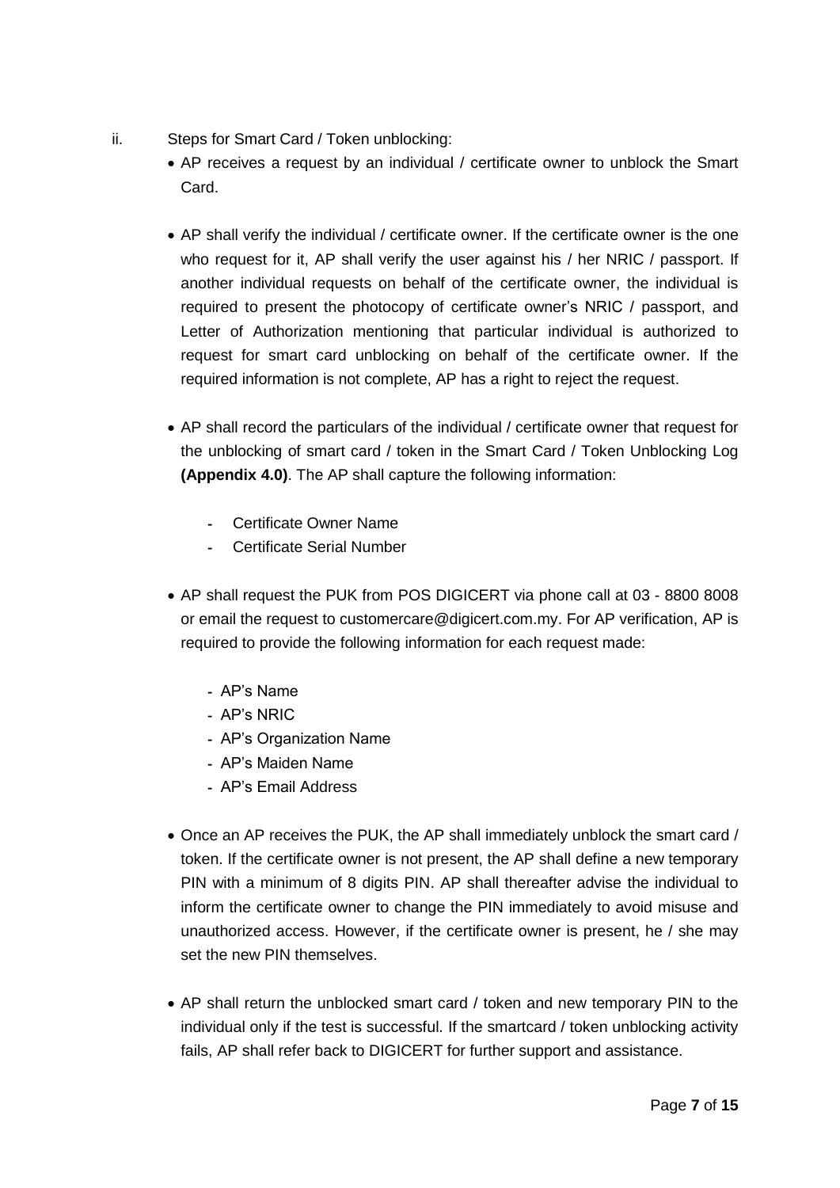ii. Steps for Smart Card / Token unblocking:

- AP receives a request by an individual / certificate owner to unblock the Smart Card.

- AP shall verify the individual / certificate owner. If the certificate owner is the one who request for it, AP shall verify the user against his / her NRIC / passport. If another individual requests on behalf of the certificate owner, the individual is required to present the photocopy of certificate owner's NRIC / passport, and Letter of Authorization mentioning that particular individual is authorized to request for smart card unblocking on behalf of the certificate owner. If the required information is not complete, AP has a right to reject the request.

- AP shall record the particulars of the individual / certificate owner that request for the unblocking of smart card / token in the Smart Card / Token Unblocking Log **(Appendix 4.0)**. The AP shall capture the following information:

  - Certificate Owner Name
  - Certificate Serial Number

- AP shall request the PUK from POS DIGICERT via phone call at 03 - 8800 8008 or email the request to customercare@digicert.com.my. For AP verification, AP is required to provide the following information for each request made:

  - AP's Name
  - AP's NRIC
  - AP's Organization Name
  - AP's Maiden Name
  - AP's Email Address

- Once an AP receives the PUK, the AP shall immediately unblock the smart card / token. If the certificate owner is not present, the AP shall define a new temporary PIN with a minimum of 8 digits PIN. AP shall thereafter advise the individual to inform the certificate owner to change the PIN immediately to avoid misuse and unauthorized access. However, if the certificate owner is present, he / she may set the new PIN themselves.

- AP shall return the unblocked smart card / token and new temporary PIN to the individual only if the test is successful. If the smartcard / token unblocking activity fails, AP shall refer back to DIGICERT for further support and assistance.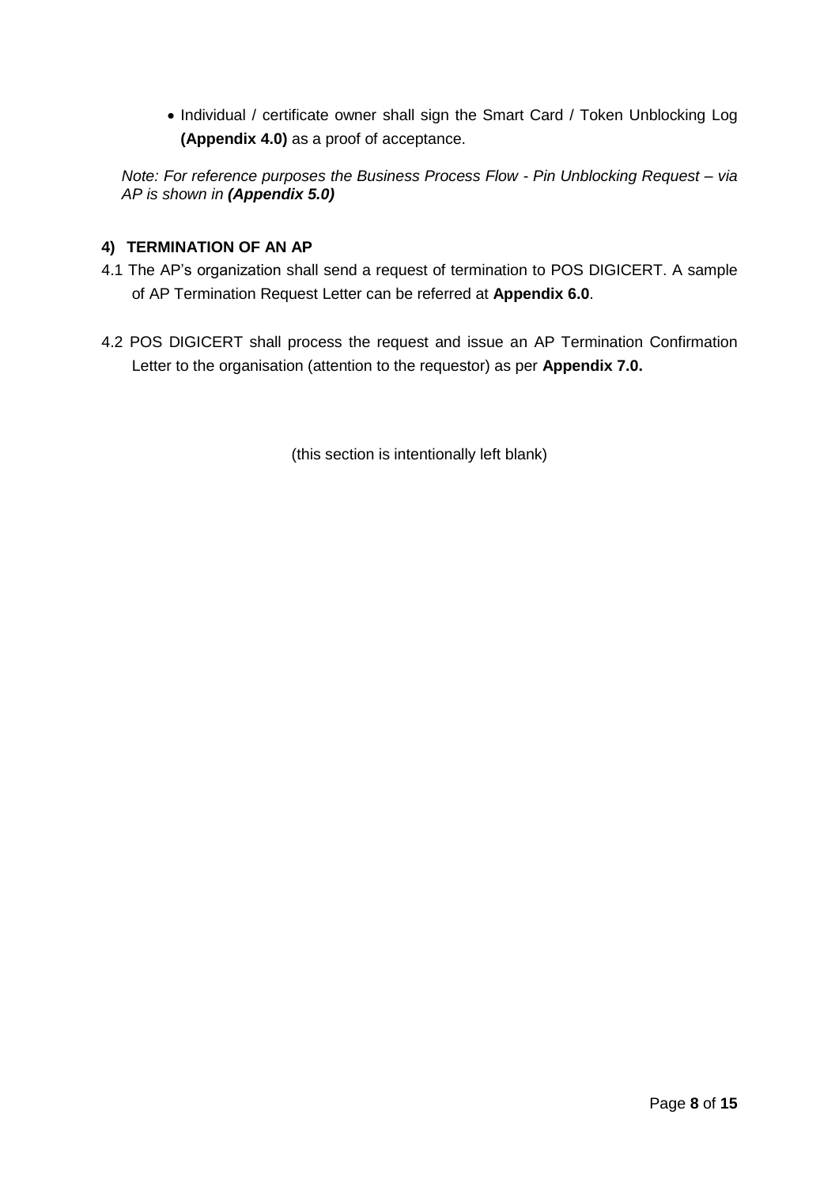- Individual / certificate owner shall sign the Smart Card / Token Unblocking Log **(Appendix 4.0)** as a proof of acceptance.

*Note: For reference purposes the Business Process Flow - Pin Unblocking Request – via AP is shown in* ***(Appendix 5.0)***

## 4) TERMINATION OF AN AP

4.1 The AP's organization shall send a request of termination to POS DIGICERT. A sample of AP Termination Request Letter can be referred at **Appendix 6.0**.

4.2 POS DIGICERT shall process the request and issue an AP Termination Confirmation Letter to the organisation (attention to the requestor) as per **Appendix 7.0.**

(this section is intentionally left blank)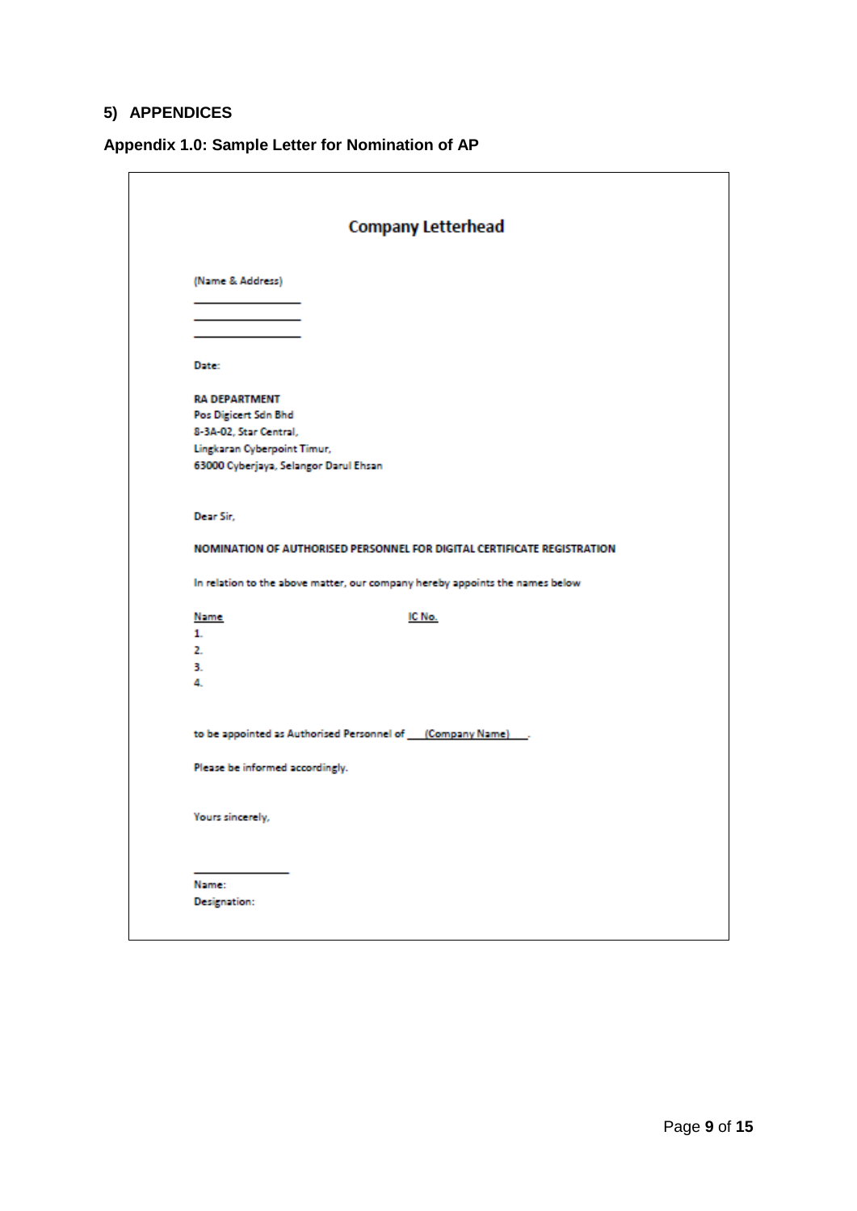## 5) APPENDICES

### Appendix 1.0: Sample Letter for Nomination of AP

**Company Letterhead**

(Name & Address)

\_\_\_\_\_\_\_\_\_\_\_\_\_\_\_\_

\_\_\_\_\_\_\_\_\_\_\_\_\_\_\_\_

\_\_\_\_\_\_\_\_\_\_\_\_\_\_\_\_

Date:

**RA DEPARTMENT**
Pos Digicert Sdn Bhd
8-3A-02, Star Central,
Lingkaran Cyberpoint Timur,
63000 Cyberjaya, Selangor Darul Ehsan

Dear Sir,

**NOMINATION OF AUTHORISED PERSONNEL FOR DIGITAL CERTIFICATE REGISTRATION**

In relation to the above matter, our company hereby appoints the names below

| Name | IC No. |
|---|---|
| 1. | |
| 2. | |
| 3. | |
| 4. | |

to be appointed as Authorised Personnel of \_\_\_(Company Name)\_\_\_.

Please be informed accordingly.

Yours sincerely,

\_\_\_\_\_\_\_\_\_\_\_\_\_\_\_\_

Name:
Designation: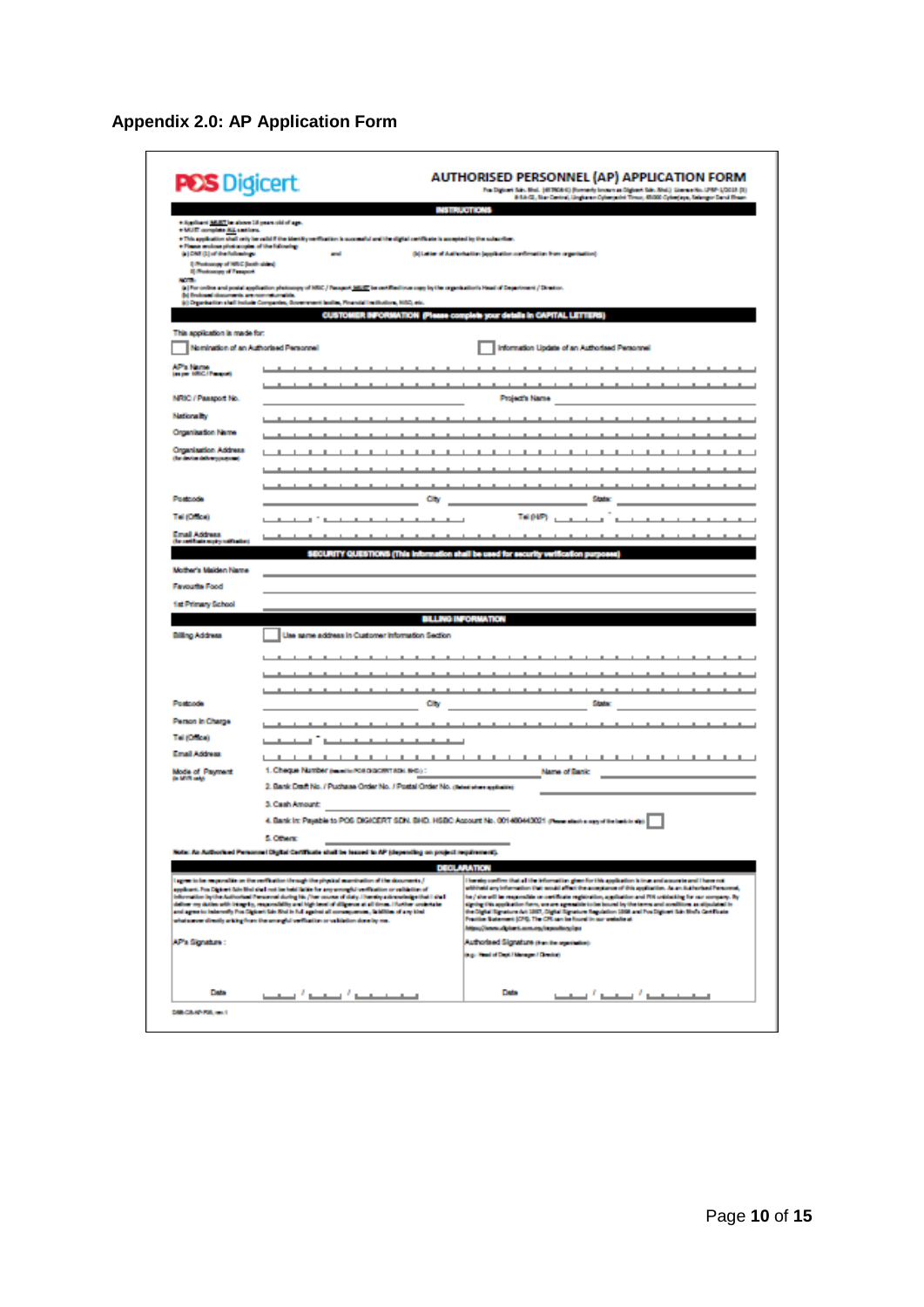**Appendix 2.0: AP Application Form**

**POS Digicert**

# AUTHORISED PERSONNEL (AP) APPLICATION FORM

Pos Digicert Sdn. Bhd. (457608-K) (formerly known as Digicert Sdn. Bhd.) License No. LPBP-1/2015 (5)
8-3A-02, Star Central, Lingkaran Cyberpoint Timur, 63000 Cyberjaya, Selangor Darul Ehsan

## INSTRUCTIONS

- Applicant **MUST** be above 18 years old of age.
- MUST complete **ALL** sections.
- This application shall only be valid if the identity verification is successful and the digital certificate is accepted by the subscriber.
- Please enclose photocopies of the following:
  - (a) ONE (1) of the following: and (b) Letter of Authorisation (application confirmation from organisation)
    - i) Photocopy of NRIC (both sides)
    - ii) Photocopy of Passport

NOTE:
(a) For online and postal application photocopy of NRIC / Passport **MUST** be certified true copy by the organisation's Head of Department / Director.
(b) Enclosed documents are non-returnable.
(c) Organisation shall include Companies, Government bodies, Financial Institutions, NGO, etc.

## CUSTOMER INFORMATION (Please complete your details in CAPITAL LETTERS)

This application is made for:

☐ Nomination of an Authorised Personnel ☐ Information Update of an Authorised Personnel

AP's Name (as per NRIC / Passport): ____________________

NRIC / Passport No.: __________ Project's Name: __________

Nationality: ____________________

Organisation Name: ____________________

Organisation Address (for device delivery purpose): ____________________

Postcode: ______ City: ______ State: ______

Tel (Office): ____ - ______ Tel (H/P): ____ - ______

Email Address (for certificate expiry notification): ____________________

## SECURITY QUESTIONS (This information shall be used for security verification purposes)

Mother's Maiden Name: ____________________

Favourite Food: ____________________

1st Primary School: ____________________

## BILLING INFORMATION

Billing Address: ☐ Use same address in Customer Information Section

____________________

Postcode: ______ City: ______ State: ______

Person In Charge: ____________________

Tel (Office): ____ - ______

Email Address: ____________________

Mode of Payment (in MYR only):

1. Cheque Number (issued to POS DIGICERT SDN. BHD.): ______ Name of Bank: ______
2. Bank Draft No. / Puchase Order No. / Postal Order No. (Select where applicable) ______
3. Cash Amount: ______
4. Bank In: Payable to POS DIGICERT SDN. BHD. HSBC Account No. 001460443021 (Please attach a copy of the bank in slip) ☐
5. Others: ______

**Note: An Authorised Personnel Digital Certificate shall be issued to AP (depending on project requirement).**

## DECLARATION

I agree to be responsible on the verification through the physical examination of the documents / applicant. Pos Digicert Sdn Bhd shall not be held liable for any wrongful verification or validation of information by the Authorised Personnel during his / her course of duty. I hereby acknowledge that I shall deliver my duties with integrity, responsibility and high level of diligence at all times. I further undertake and agree to indemnify Pos Digicert Sdn Bhd in full against all consequences, liabilities of any kind whatsoever directly arising from the wrongful verification or validation done by me.

AP's Signature:

Date ___ / ___ / _____

I hereby confirm that all the information given for this application is true and accurate and I have not withheld any information that would affect the acceptance of this application. As an Authorised Personnel, he / she will be responsible on certificate registration, application and PIN unblocking for our company. By signing this application form, we are agreeable to be bound by the terms and conditions as stipulated in the Digital Signature Act 1997, Digital Signature Regulation 1998 and Pos Digicert Sdn Bhd's Certificate Practice Statement (CPS). The CPS can be found in our website at https://www.digicert.com.my/repository.htm

Authorised Signature (from the organisation)
(e.g.: Head of Dept / Manager / Director)

Date ___ / ___ / _____

DKB-CA-AP-F05, rev.1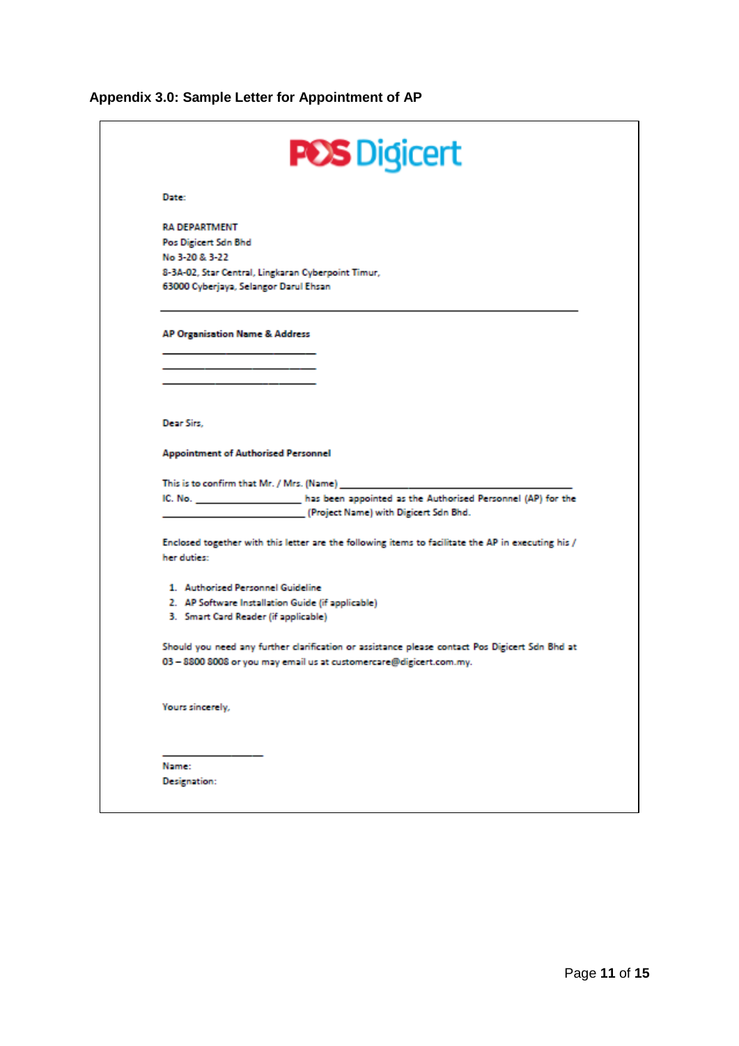### Appendix 3.0: Sample Letter for Appointment of AP

POS Digicert

Date:

RA DEPARTMENT
Pos Digicert Sdn Bhd
No 3-20 & 3-22
8-3A-02, Star Central, Lingkaran Cyberpoint Timur,
63000 Cyberjaya, Selangor Darul Ehsan

---

**AP Organisation Name & Address**

\_\_\_\_\_\_\_\_\_\_\_\_\_\_\_\_\_\_\_\_\_\_\_\_\_\_
\_\_\_\_\_\_\_\_\_\_\_\_\_\_\_\_\_\_\_\_\_\_\_\_\_\_
\_\_\_\_\_\_\_\_\_\_\_\_\_\_\_\_\_\_\_\_\_\_\_\_\_\_

Dear Sirs,

**Appointment of Authorised Personnel**

This is to confirm that Mr. / Mrs. (Name) \_\_\_\_\_\_\_\_\_\_\_\_\_\_\_\_\_\_\_\_\_\_\_\_\_\_\_\_\_\_\_\_\_\_\_\_\_\_\_\_ IC. No. \_\_\_\_\_\_\_\_\_\_\_\_\_\_\_\_\_\_\_ has been appointed as the Authorised Personnel (AP) for the \_\_\_\_\_\_\_\_\_\_\_\_\_\_\_\_\_\_\_\_\_\_\_\_\_\_ (Project Name) with Digicert Sdn Bhd.

Enclosed together with this letter are the following items to facilitate the AP in executing his / her duties:

1. Authorised Personnel Guideline
2. AP Software Installation Guide (if applicable)
3. Smart Card Reader (if applicable)

Should you need any further clarification or assistance please contact Pos Digicert Sdn Bhd at 03 – 8800 8008 or you may email us at customercare@digicert.com.my.

Yours sincerely,

\_\_\_\_\_\_\_\_\_\_\_\_\_\_\_\_\_\_
Name:
Designation: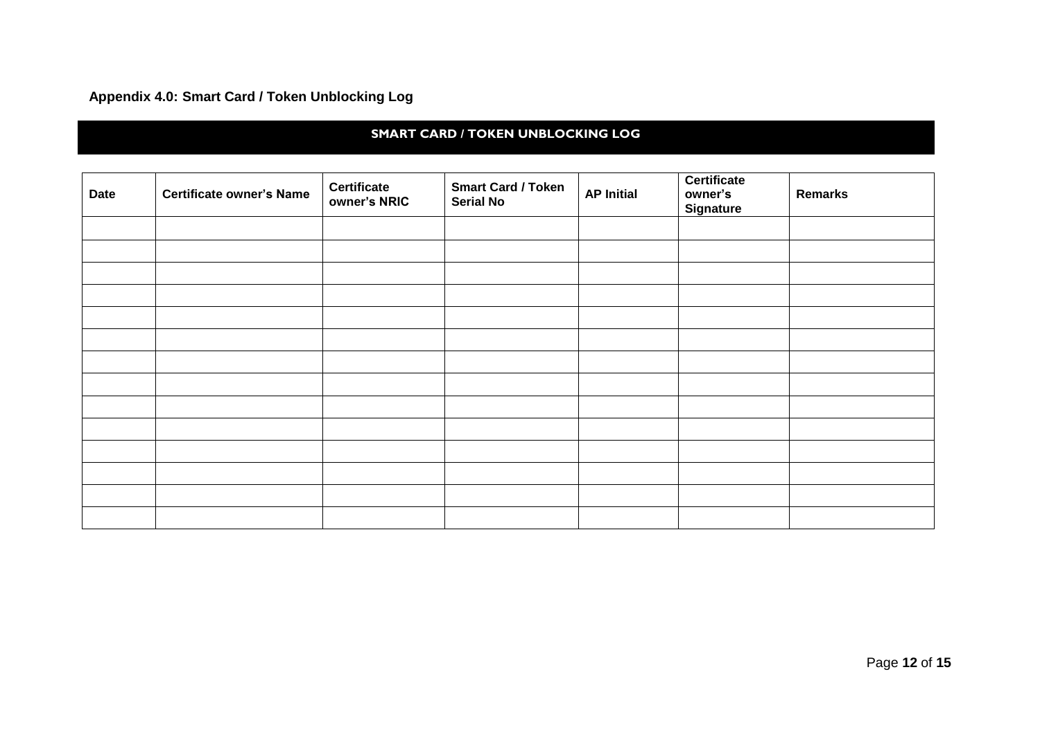**Appendix 4.0: Smart Card / Token Unblocking Log**

## SMART CARD / TOKEN UNBLOCKING LOG

| Date | Certificate owner's Name | Certificate owner's NRIC | Smart Card / Token Serial No | AP Initial | Certificate owner's Signature | Remarks |
|---|---|---|---|---|---|---|
| | | | | | | |
| | | | | | | |
| | | | | | | |
| | | | | | | |
| | | | | | | |
| | | | | | | |
| | | | | | | |
| | | | | | | |
| | | | | | | |
| | | | | | | |
| | | | | | | |
| | | | | | | |
| | | | | | | |
| | | | | | | |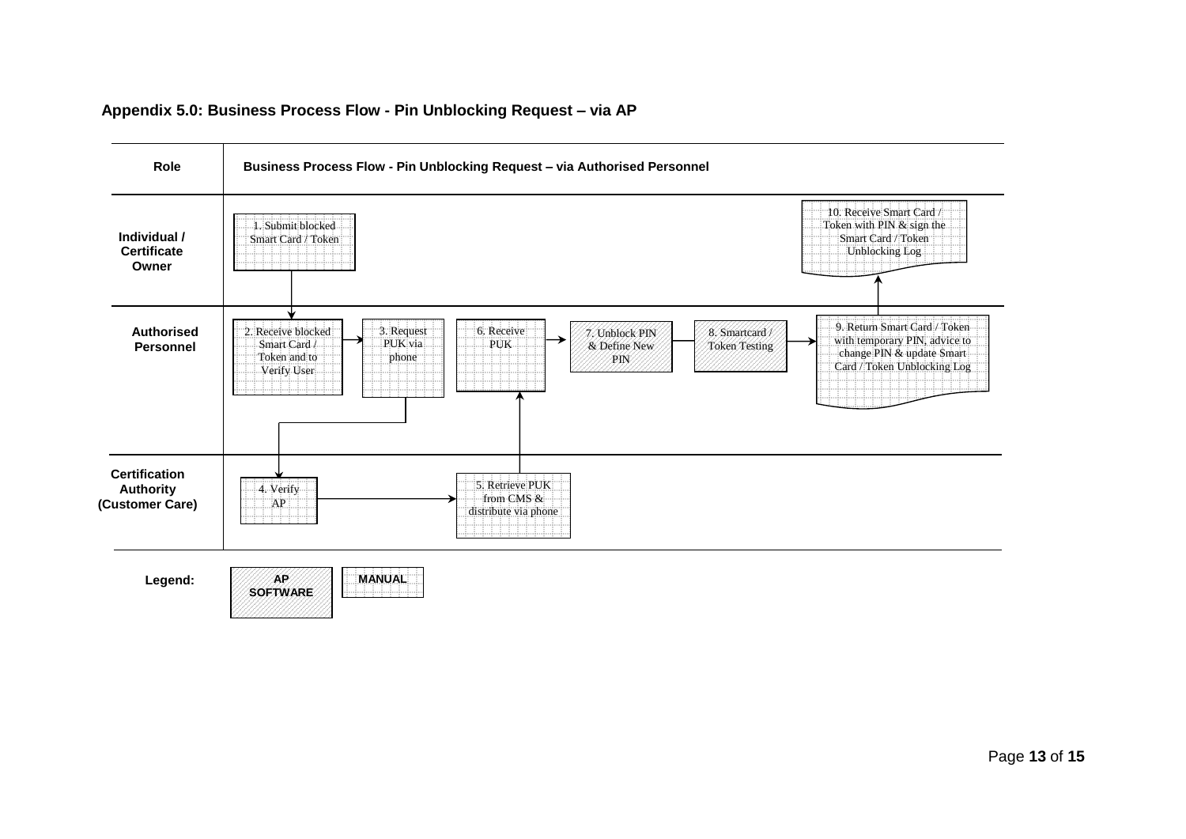### Appendix 5.0: Business Process Flow - Pin Unblocking Request – via AP

| Role | Business Process Flow - Pin Unblocking Request – via Authorised Personnel |
|---|---|
| **Individual / Certificate Owner** | 1. Submit blocked Smart Card / Token<br>10. Receive Smart Card / Token with PIN & sign the Smart Card / Token Unblocking Log |
| **Authorised Personnel** | 2. Receive blocked Smart Card / Token and to Verify User<br>3. Request PUK via phone<br>6. Receive PUK<br>7. Unblock PIN & Define New PIN<br>8. Smartcard / Token Testing<br>9. Return Smart Card / Token with temporary PIN, advice to change PIN & update Smart Card / Token Unblocking Log |
| **Certification Authority (Customer Care)** | 4. Verify AP<br>5. Retrieve PUK from CMS & distribute via phone |

**Legend:** AP SOFTWARE | MANUAL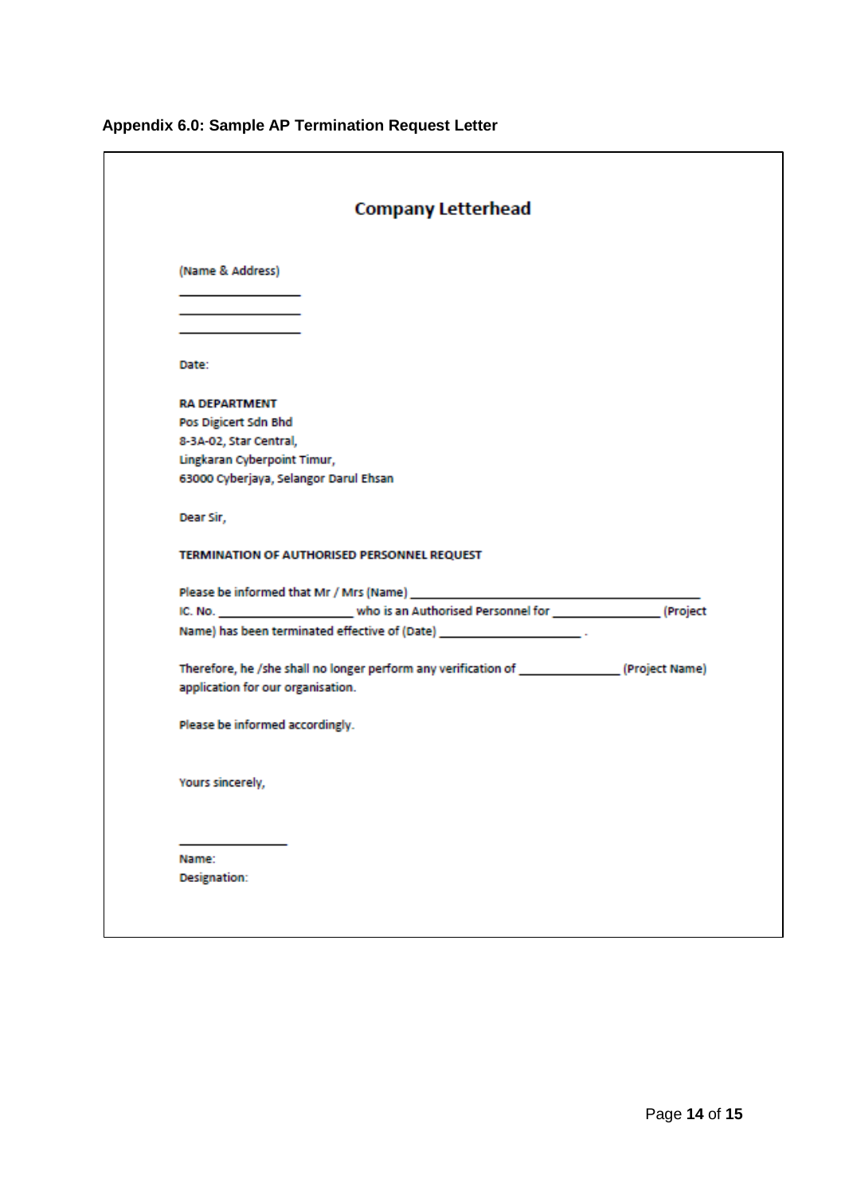**Appendix 6.0: Sample AP Termination Request Letter**

**Company Letterhead**

(Name & Address)

\_\_\_\_\_\_\_\_\_\_\_\_\_\_\_\_\_\_

\_\_\_\_\_\_\_\_\_\_\_\_\_\_\_\_\_\_

\_\_\_\_\_\_\_\_\_\_\_\_\_\_\_\_\_\_

Date:

**RA DEPARTMENT**
Pos Digicert Sdn Bhd
8-3A-02, Star Central,
Lingkaran Cyberpoint Timur,
63000 Cyberjaya, Selangor Darul Ehsan

Dear Sir,

**TERMINATION OF AUTHORISED PERSONNEL REQUEST**

Please be informed that Mr / Mrs (Name) \_\_\_\_\_\_\_\_\_\_\_\_\_\_\_\_\_\_\_\_\_\_\_\_\_\_\_\_\_\_\_\_\_\_\_\_\_\_\_\_ IC. No. \_\_\_\_\_\_\_\_\_\_\_\_\_\_\_\_\_\_\_\_ who is an Authorised Personnel for \_\_\_\_\_\_\_\_\_\_\_\_\_\_\_\_ (Project Name) has been terminated effective of (Date) \_\_\_\_\_\_\_\_\_\_\_\_\_\_\_\_\_\_\_\_\_ .

Therefore, he /she shall no longer perform any verification of \_\_\_\_\_\_\_\_\_\_\_\_\_\_\_ (Project Name) application for our organisation.

Please be informed accordingly.

Yours sincerely,

\_\_\_\_\_\_\_\_\_\_\_\_\_\_\_\_

Name:
Designation: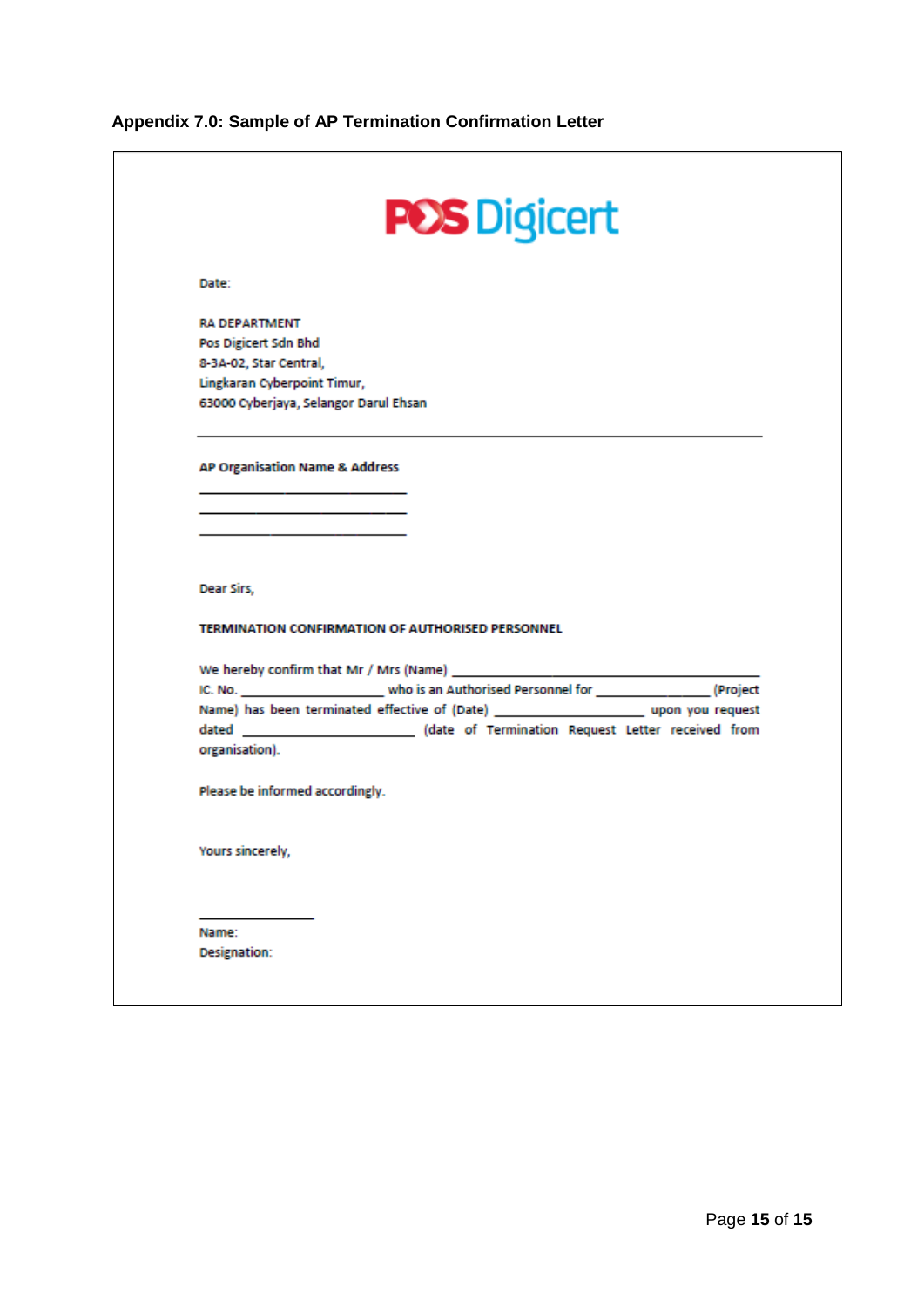## Appendix 7.0: Sample of AP Termination Confirmation Letter

POS Digicert

Date:

RA DEPARTMENT
Pos Digicert Sdn Bhd
8-3A-02, Star Central,
Lingkaran Cyberpoint Timur,
63000 Cyberjaya, Selangor Darul Ehsan

---

**AP Organisation Name & Address**

\_\_\_\_\_\_\_\_\_\_\_\_\_\_\_\_\_\_\_\_\_\_\_\_\_\_\_\_\_
\_\_\_\_\_\_\_\_\_\_\_\_\_\_\_\_\_\_\_\_\_\_\_\_\_\_\_\_\_
\_\_\_\_\_\_\_\_\_\_\_\_\_\_\_\_\_\_\_\_\_\_\_\_\_\_\_\_\_

Dear Sirs,

**TERMINATION CONFIRMATION OF AUTHORISED PERSONNEL**

We hereby confirm that Mr / Mrs (Name) \_\_\_\_\_\_\_\_\_\_\_\_\_\_\_\_\_\_\_\_\_\_\_\_\_\_\_\_\_\_\_\_\_\_\_\_\_\_\_\_ IC. No. \_\_\_\_\_\_\_\_\_\_\_\_\_\_\_\_\_\_\_\_ who is an Authorised Personnel for \_\_\_\_\_\_\_\_\_\_\_\_\_\_\_\_ (Project Name) has been terminated effective of (Date) \_\_\_\_\_\_\_\_\_\_\_\_\_\_\_\_\_\_\_\_\_ upon you request dated \_\_\_\_\_\_\_\_\_\_\_\_\_\_\_\_\_\_\_\_\_\_\_\_ (date of Termination Request Letter received from organisation).

Please be informed accordingly.

Yours sincerely,

\_\_\_\_\_\_\_\_\_\_\_\_\_\_\_\_
Name:
Designation: